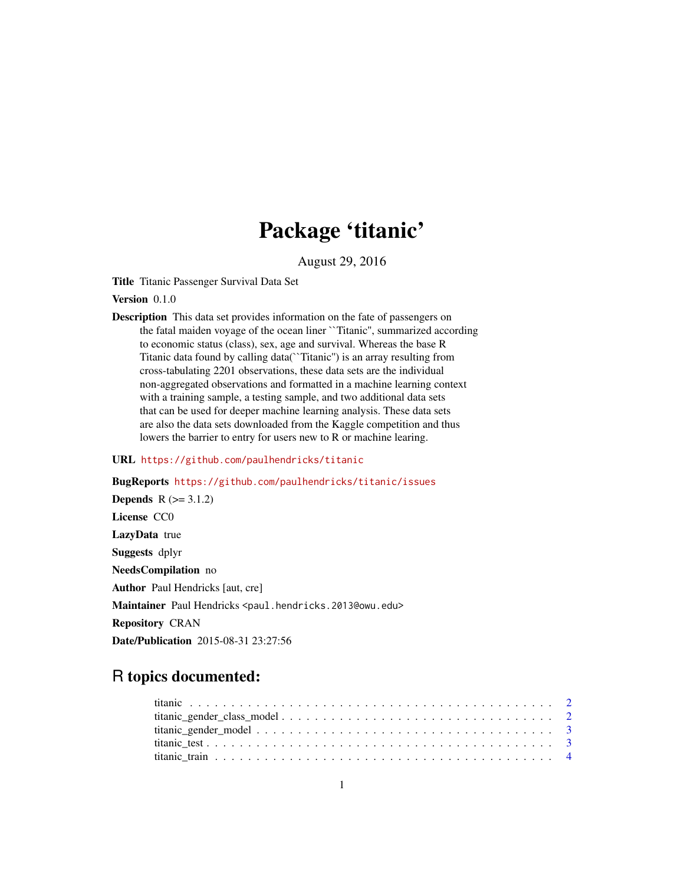# Package ‘titanic’

August 29, 2016

**Title** Titanic Passenger Survival Data Set

**Version** 0.1.0

**Description** This data set provides information on the fate of passengers on the fatal maiden voyage of the ocean liner ``Titanic'', summarized according to economic status (class), sex, age and survival. Whereas the base R Titanic data found by calling data(``Titanic'') is an array resulting from cross-tabulating 2201 observations, these data sets are the individual non-aggregated observations and formatted in a machine learning context with a training sample, a testing sample, and two additional data sets that can be used for deeper machine learning analysis. These data sets are also the data sets downloaded from the Kaggle competition and thus lowers the barrier to entry for users new to R or machine learing.

**URL** https://github.com/paulhendricks/titanic

**BugReports** https://github.com/paulhendricks/titanic/issues

**Depends** R (>= 3.1.2)

**License** CC0

**LazyData** true

**Suggests** dplyr

**NeedsCompilation** no

**Author** Paul Hendricks [aut, cre]

**Maintainer** Paul Hendricks <paul.hendricks.2013@owu.edu>

**Repository** CRAN

**Date/Publication** 2015-08-31 23:27:56

## R topics documented:

titanic . . . . . . . . . . . . . . . . . . . . . . . . . . . . . . . . . . . . . . . . . . 2
titanic_gender_class_model . . . . . . . . . . . . . . . . . . . . . . . . . . . . . . . . 2
titanic_gender_model . . . . . . . . . . . . . . . . . . . . . . . . . . . . . . . . . . 3
titanic_test . . . . . . . . . . . . . . . . . . . . . . . . . . . . . . . . . . . . . . . . 3
titanic_train . . . . . . . . . . . . . . . . . . . . . . . . . . . . . . . . . . . . . . . 4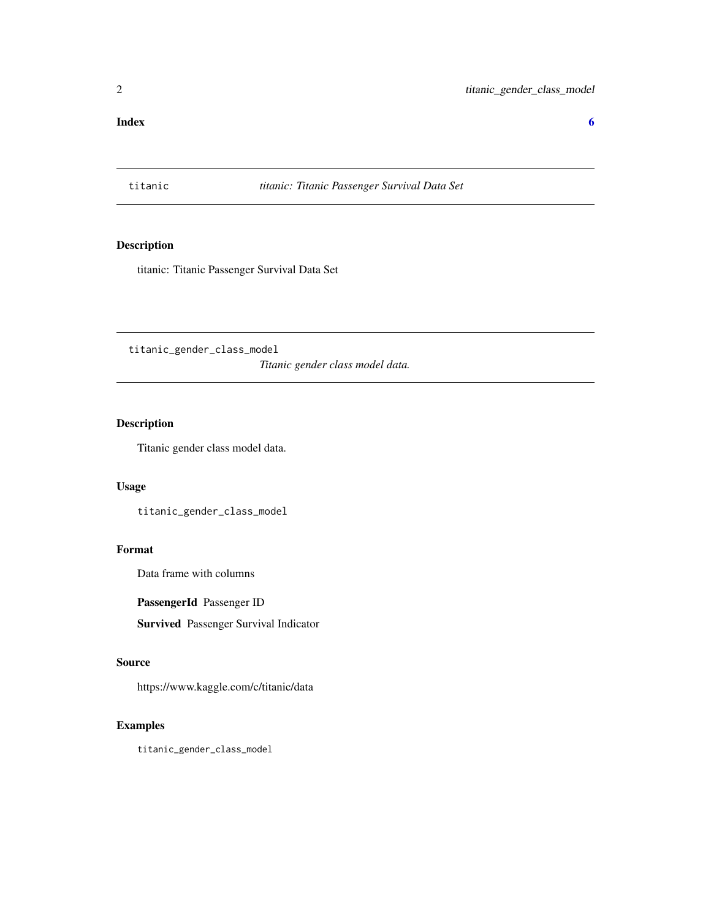**Index** **6**

---

`titanic` *titanic: Titanic Passenger Survival Data Set*

---

## Description

titanic: Titanic Passenger Survival Data Set

---

`titanic_gender_class_model` *Titanic gender class model data.*

---

## Description

Titanic gender class model data.

## Usage

```
titanic_gender_class_model
```

## Format

Data frame with columns

**PassengerId** Passenger ID

**Survived** Passenger Survival Indicator

## Source

https://www.kaggle.com/c/titanic/data

## Examples

```
titanic_gender_class_model
```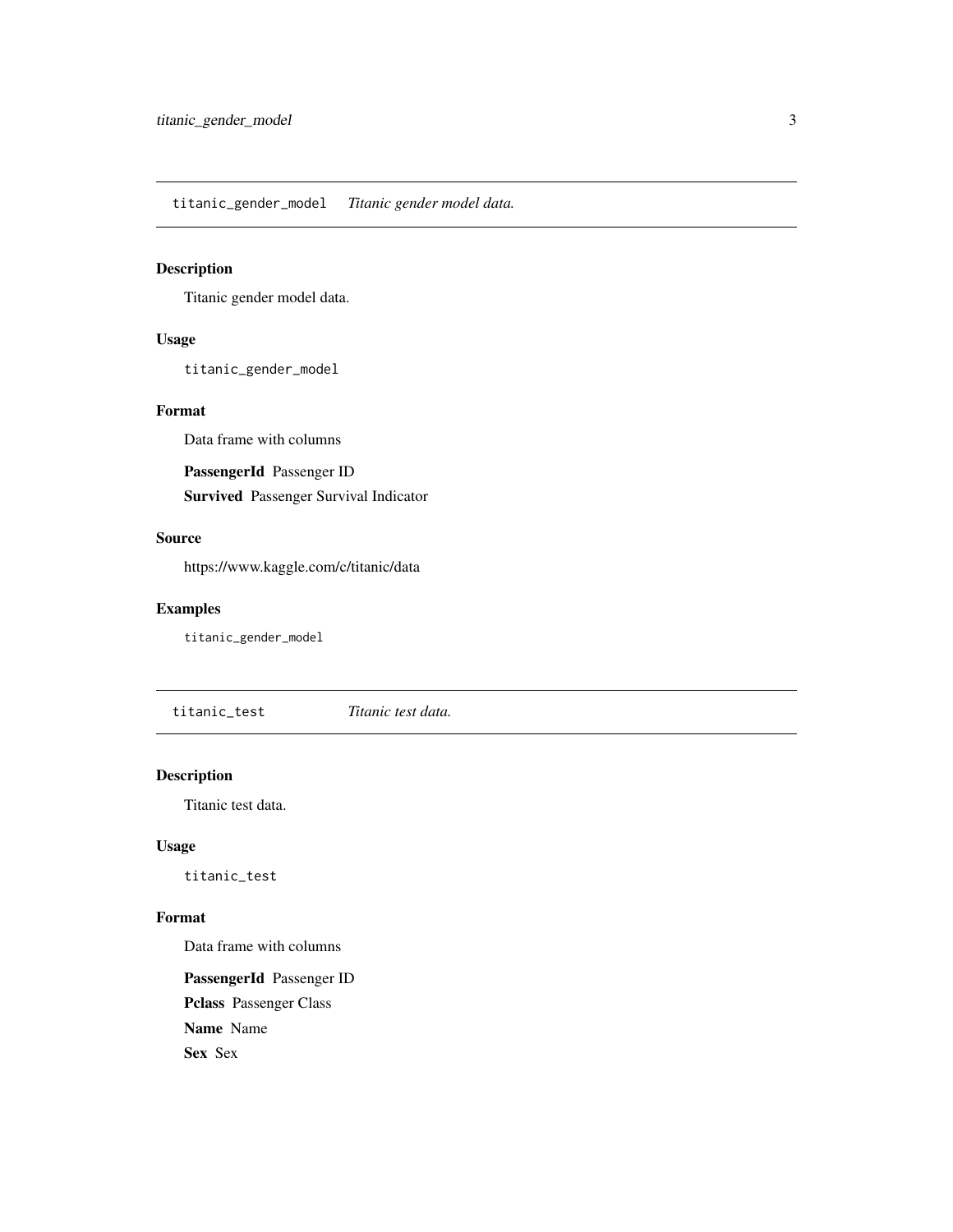## titanic_gender_model *Titanic gender model data.*

### Description

Titanic gender model data.

### Usage

```
titanic_gender_model
```

### Format

Data frame with columns

**PassengerId** Passenger ID

**Survived** Passenger Survival Indicator

### Source

https://www.kaggle.com/c/titanic/data

### Examples

```
titanic_gender_model
```

## titanic_test *Titanic test data.*

### Description

Titanic test data.

### Usage

```
titanic_test
```

### Format

Data frame with columns

**PassengerId** Passenger ID

**Pclass** Passenger Class

**Name** Name

**Sex** Sex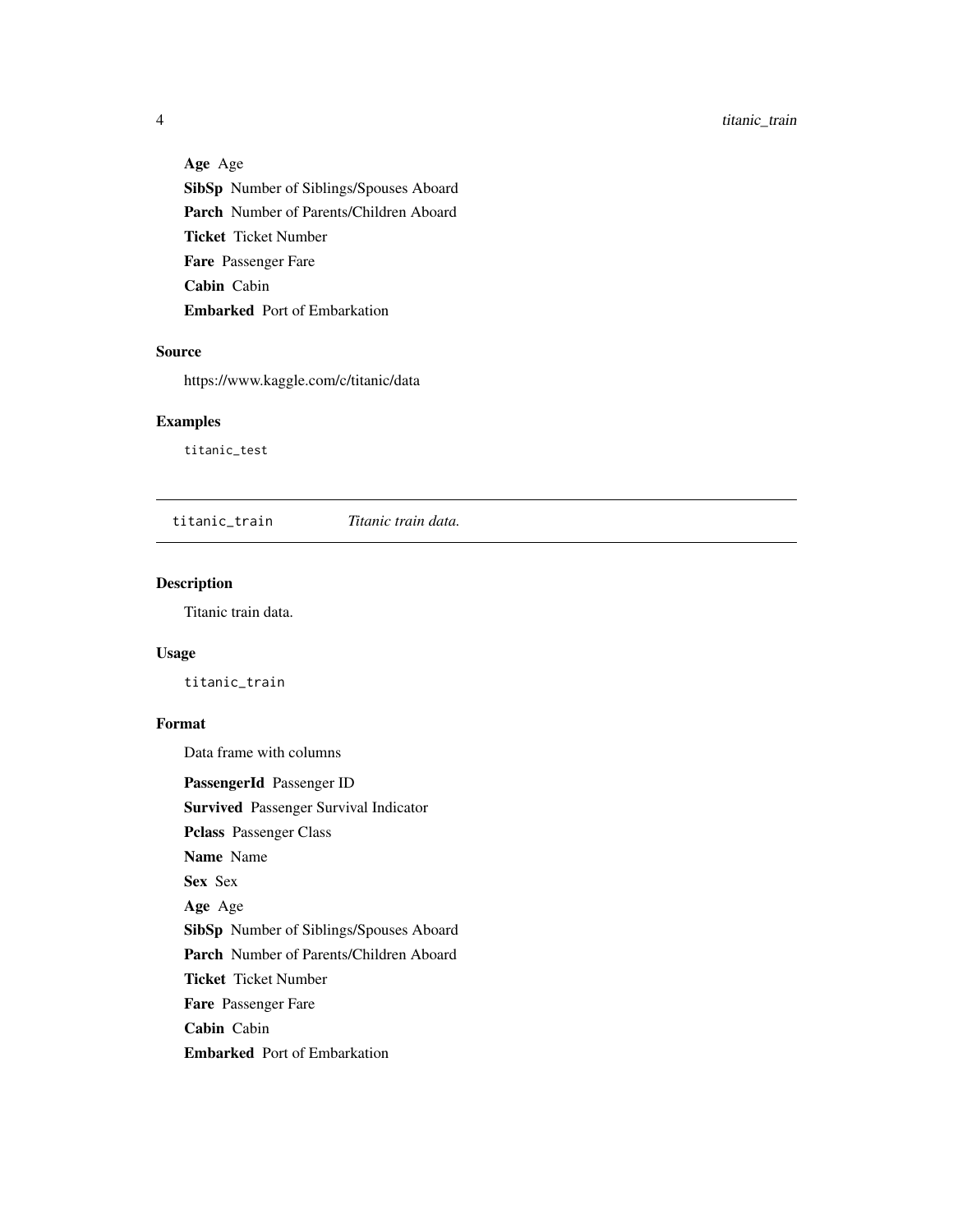**Age** Age

**SibSp** Number of Siblings/Spouses Aboard

**Parch** Number of Parents/Children Aboard

**Ticket** Ticket Number

**Fare** Passenger Fare

**Cabin** Cabin

**Embarked** Port of Embarkation

### Source

https://www.kaggle.com/c/titanic/data

### Examples

```
titanic_test
```

---

## titanic_train — *Titanic train data.*

---

### Description

Titanic train data.

### Usage

```
titanic_train
```

### Format

Data frame with columns

**PassengerId** Passenger ID

**Survived** Passenger Survival Indicator

**Pclass** Passenger Class

**Name** Name

**Sex** Sex

**Age** Age

**SibSp** Number of Siblings/Spouses Aboard

**Parch** Number of Parents/Children Aboard

**Ticket** Ticket Number

**Fare** Passenger Fare

**Cabin** Cabin

**Embarked** Port of Embarkation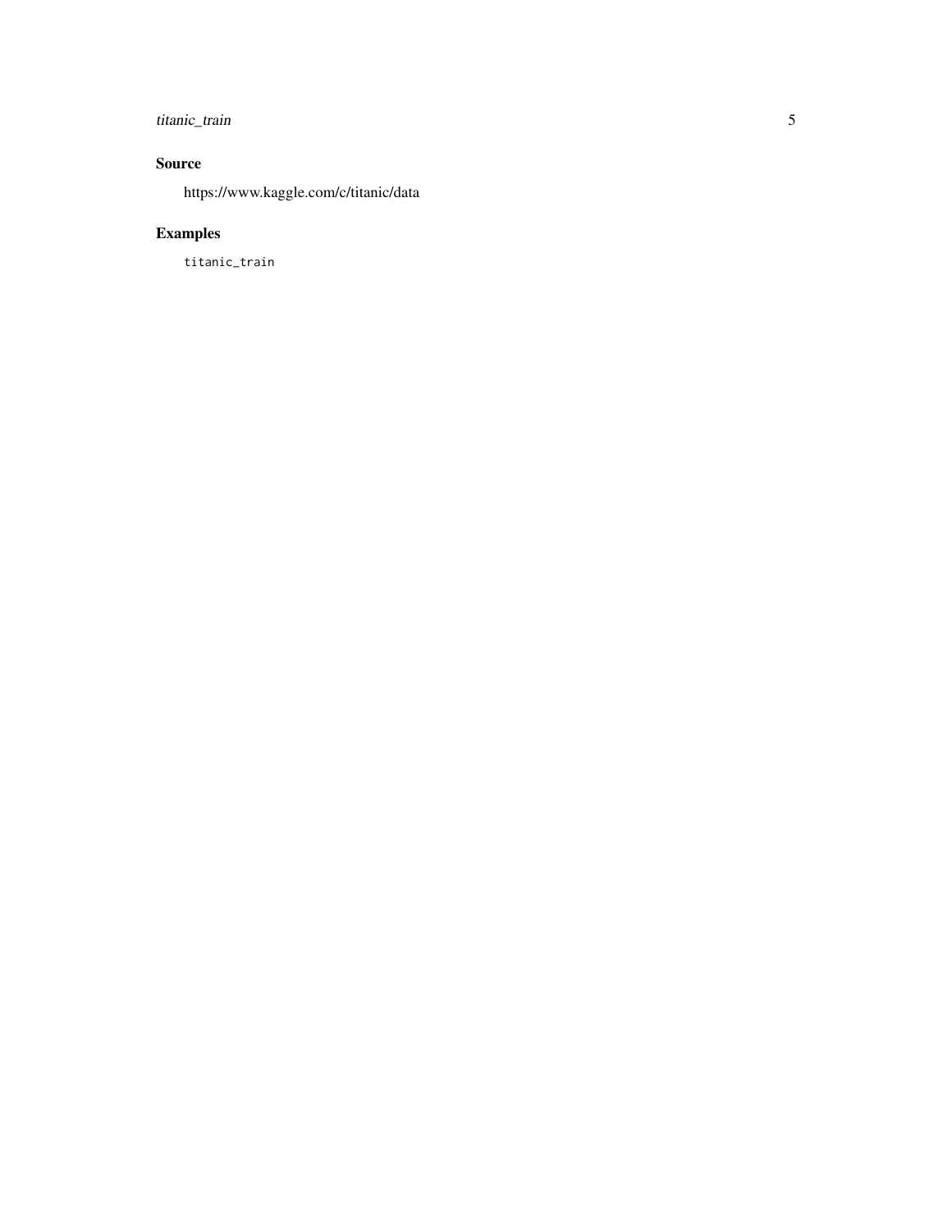## Source

https://www.kaggle.com/c/titanic/data

## Examples

```
titanic_train
```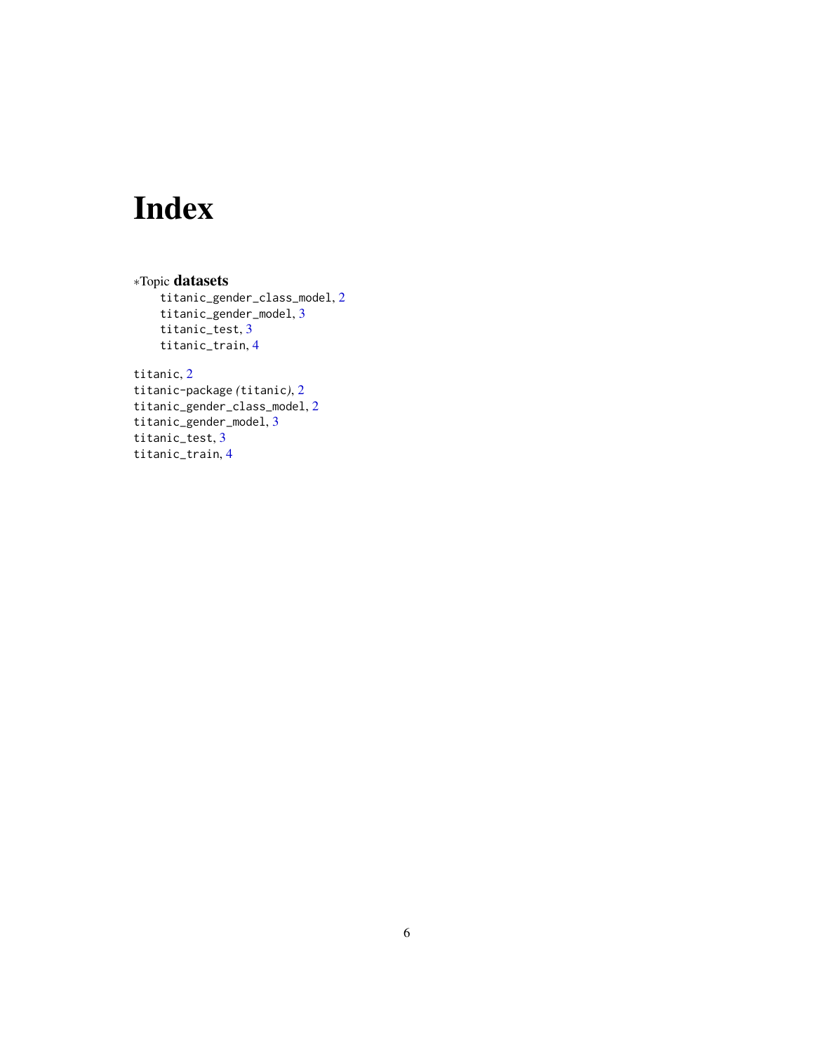# Index

*Topic **datasets**

- titanic_gender_class_model, 2
- titanic_gender_model, 3
- titanic_test, 3
- titanic_train, 4

titanic, 2
titanic-package *(titanic)*, 2
titanic_gender_class_model, 2
titanic_gender_model, 3
titanic_test, 3
titanic_train, 4